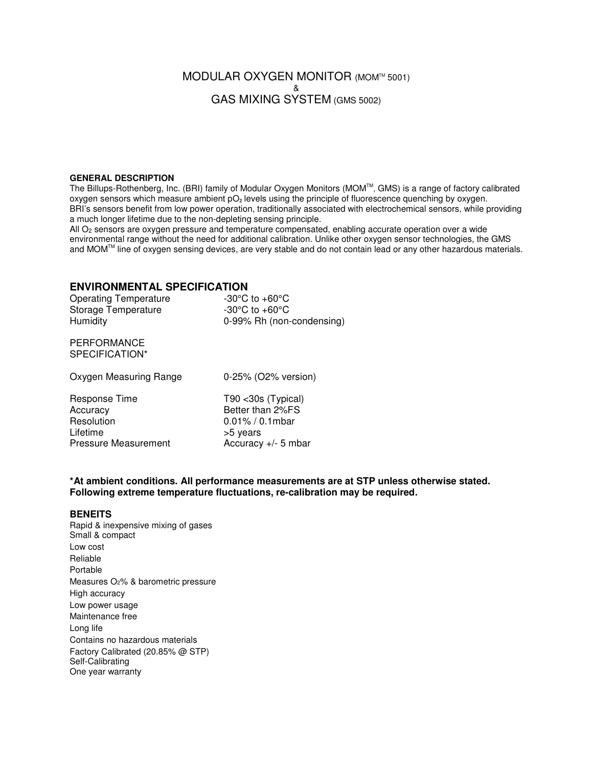# MODULAR OXYGEN MONITOR (MOM™ 5001)
&
# GAS MIXING SYSTEM (GMS 5002)

**GENERAL DESCRIPTION**

The Billups-Rothenberg, Inc. (BRI) family of Modular Oxygen Monitors (MOM™, GMS) is a range of factory calibrated oxygen sensors which measure ambient $pO_2$ levels using the principle of fluorescence quenching by oxygen.
BRI's sensors benefit from low power operation, traditionally associated with electrochemical sensors, while providing a much longer lifetime due to the non-depleting sensing principle.
All $O_2$ sensors are oxygen pressure and temperature compensated, enabling accurate operation over a wide environmental range without the need for additional calibration. Unlike other oxygen sensor technologies, the GMS and MOM™ line of oxygen sensing devices, are very stable and do not contain lead or any other hazardous materials.

## ENVIRONMENTAL SPECIFICATION

| | |
|---|---|
| Operating Temperature | -30°C to +60°C |
| Storage Temperature | -30°C to +60°C |
| Humidity | 0-99% Rh (non-condensing) |

PERFORMANCE SPECIFICATION*

| | |
|---|---|
| Oxygen Measuring Range | 0-25% (O2% version) |
| Response Time | T90 <30s (Typical) |
| Accuracy | Better than 2%FS |
| Resolution | 0.01% / 0.1mbar |
| Lifetime | >5 years |
| Pressure Measurement | Accuracy +/- 5 mbar |

**\*At ambient conditions. All performance measurements are at STP unless otherwise stated. Following extreme temperature fluctuations, re-calibration may be required.**

**BENEITS**

Rapid & inexpensive mixing of gases
Small & compact
Low cost
Reliable
Portable
Measures $O_2$% & barometric pressure
High accuracy
Low power usage
Maintenance free
Long life
Contains no hazardous materials
Factory Calibrated (20.85% @ STP)
Self-Calibrating
One year warranty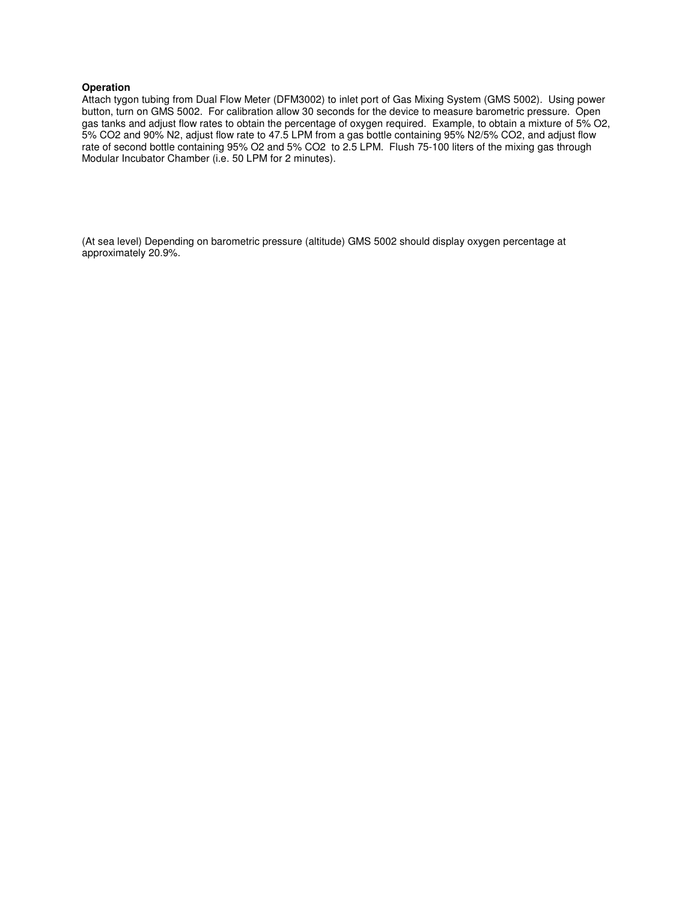**Operation**

Attach tygon tubing from Dual Flow Meter (DFM3002) to inlet port of Gas Mixing System (GMS 5002). Using power button, turn on GMS 5002. For calibration allow 30 seconds for the device to measure barometric pressure. Open gas tanks and adjust flow rates to obtain the percentage of oxygen required. Example, to obtain a mixture of 5% $O_2$, 5% $CO_2$ and 90% $N_2$, adjust flow rate to 47.5 LPM from a gas bottle containing 95% $N_2$/5% $CO_2$, and adjust flow rate of second bottle containing 95% $O_2$ and 5% $CO_2$ to 2.5 LPM. Flush 75-100 liters of the mixing gas through Modular Incubator Chamber (i.e. 50 LPM for 2 minutes).

(At sea level) Depending on barometric pressure (altitude) GMS 5002 should display oxygen percentage at approximately 20.9%.